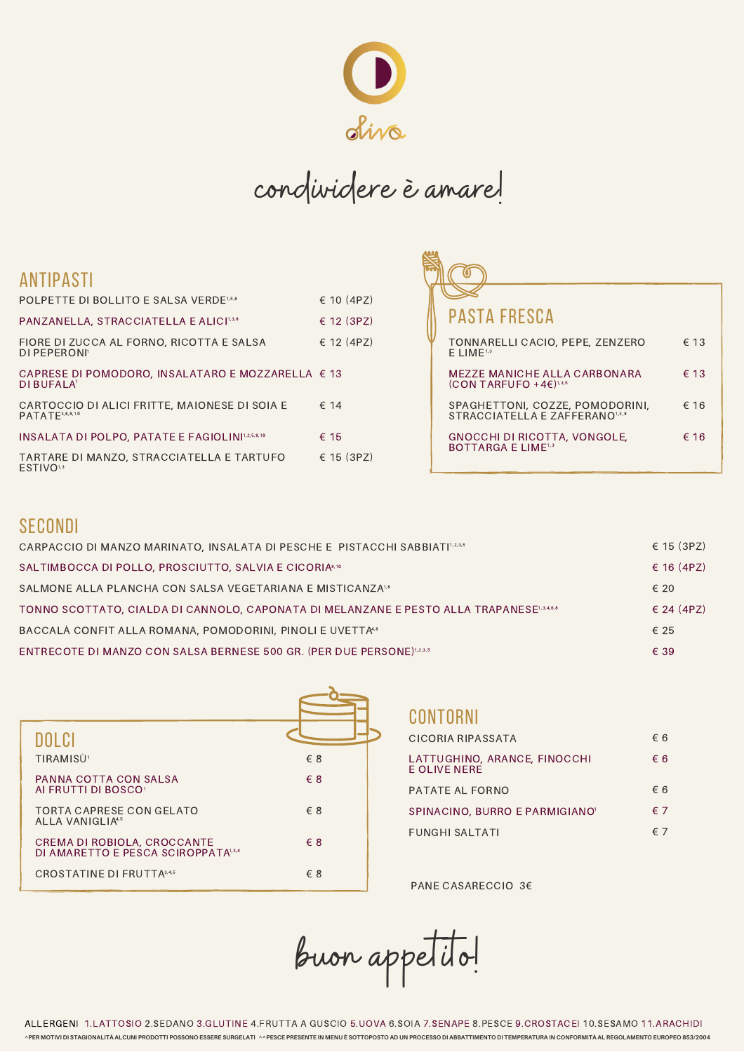# divo

*condividere è amare!*

## ANTIPASTI

| Piatto | Prezzo |
|---|---|
| POLPETTE DI BOLLITO E SALSA VERDE[1,5,8] | € 10 (4PZ) |
| PANZANELLA, STRACCIATELLA E ALICI[1,3,8] | € 12 (3PZ) |
| FIORE DI ZUCCA AL FORNO, RICOTTA E SALSA DI PEPERONI[1] | € 12 (4PZ) |
| CAPRESE DI POMODORO, INSALATARO E MOZZARELLA DI BUFALA[1] | € 13 |
| CARTOCCIO DI ALICI FRITTE, MAIONESE DI SOIA E PATATE[3,6,8,10] | € 14 |
| INSALATA DI POLPO, PATATE E FAGIOLINI[1,2,5,8,10] | € 15 |
| TARTARE DI MANZO, STRACCIATELLA E TARTUFO ESTIVO[1,3] | € 15 (3PZ) |

## PASTA FRESCA

| Piatto | Prezzo |
|---|---|
| TONNARELLI CACIO, PEPE, ZENZERO E LIME[1,3] | € 13 |
| MEZZE MANICHE ALLA CARBONARA (CON TARFUFO +4€)[1,3,5] | € 13 |
| SPAGHETTONI, COZZE, POMODORINI, STRACCIATELLA E ZAFFERANO[1,3,8] | € 16 |
| GNOCCHI DI RICOTTA, VONGOLE, BOTTARGA E LIME[1,3] | € 16 |

## SECONDI

| Piatto | Prezzo |
|---|---|
| CARPACCIO DI MANZO MARINATO, INSALATA DI PESCHE E PISTACCHI SABBIATI[1,2,3,5] | € 15 (3PZ) |
| SALTIMBOCCA DI POLLO, PROSCIUTTO, SALVIA E CICORIA[8,10] | € 16 (4PZ) |
| SALMONE ALLA PLANCHA CON SALSA VEGETARIANA E MISTICANZA[1,8] | € 20 |
| TONNO SCOTTATO, CIALDA DI CANNOLO, CAPONATA DI MELANZANE E PESTO ALLA TRAPANESE[1,3,4,6,8] | € 24 (4PZ) |
| BACCALÀ CONFIT ALLA ROMANA, POMODORINI, PINOLI E UVETTA[4,8] | € 25 |
| ENTRECOTE DI MANZO CON SALSA BERNESE 500 GR. (PER DUE PERSONE)[1,2,3,5] | € 39 |

## DOLCI

| Piatto | Prezzo |
|---|---|
| TIRAMISÙ[1] | € 8 |
| PANNA COTTA CON SALSA AI FRUTTI DI BOSCO[1] | € 8 |
| TORTA CAPRESE CON GELATO ALLA VANIGLIA[4,5] | € 8 |
| CREMA DI ROBIOLA, CROCCANTE DI AMARETTO E PESCA SCIROPPATA[1,3,4] | € 8 |
| CROSTATINE DI FRUTTA[3,4,5] | € 8 |

## CONTORNI

| Piatto | Prezzo |
|---|---|
| CICORIA RIPASSATA | € 6 |
| LATTUGHINO, ARANCE, FINOCCHI E OLIVE NERE | € 6 |
| PATATE AL FORNO | € 6 |
| SPINACINO, BURRO E PARMIGIANO[1] | € 7 |
| FUNGHI SALTATI | € 7 |

PANE CASARECCIO 3€

*buon appetito!*

ALLERGENI 1.LATTOSIO 2.SEDANO 3.GLUTINE 4.FRUTTA A GUSCIO 5.UOVA 6.SOIA 7.SENAPE 8.PESCE 9.CROSTACEI 10.SESAMO 11.ARACHIDI

^PER MOTIVI DI STAGIONALITÀ ALCUNI PRODOTTI POSSONO ESSERE SURGELATI ^^PESCE PRESENTE IN MENU È SOTTOPOSTO AD UN PROCESSO DI ABBATTIMENTO DI TEMPERATURA IN CONFORMITÀ AL REGOLAMENTO EUROPEO 853/2004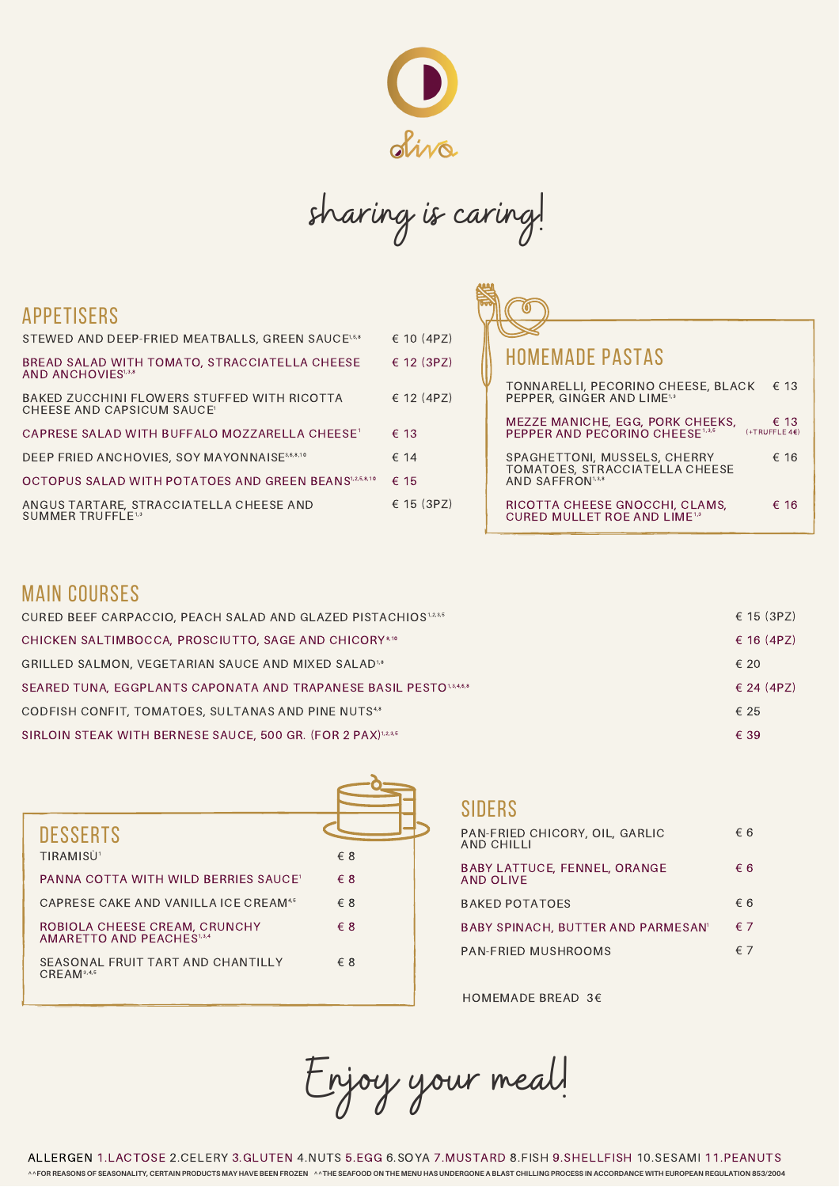# olivo

sharing is caring!

## APPETISERS

| | |
|---|---|
| STEWED AND DEEP-FRIED MEATBALLS, GREEN SAUCE[1,5,8] | € 10 (4PZ) |
| BREAD SALAD WITH TOMATO, STRACCIATELLA CHEESE AND ANCHOVIES[1,3,8] | € 12 (3PZ) |
| BAKED ZUCCHINI FLOWERS STUFFED WITH RICOTTA CHEESE AND CAPSICUM SAUCE[1] | € 12 (4PZ) |
| CAPRESE SALAD WITH BUFFALO MOZZARELLA CHEESE[1] | € 13 |
| DEEP FRIED ANCHOVIES, SOY MAYONNAISE[3,6,8,10] | € 14 |
| OCTOPUS SALAD WITH POTATOES AND GREEN BEANS[1,2,5,8,10] | € 15 |
| ANGUS TARTARE, STRACCIATELLA CHEESE AND SUMMER TRUFFLE[1,3] | € 15 (3PZ) |

## HOMEMADE PASTAS

| | |
|---|---|
| TONNARELLI, PECORINO CHEESE, BLACK PEPPER, GINGER AND LIME[1,3] | € 13 |
| MEZZE MANICHE, EGG, PORK CHEEKS, PEPPER AND PECORINO CHEESE[1,3,5] | € 13 (+TRUFFLE 4€) |
| SPAGHETTONI, MUSSELS, CHERRY TOMATOES, STRACCIATELLA CHEESE AND SAFFRON[1,3,8] | € 16 |
| RICOTTA CHEESE GNOCCHI, CLAMS, CURED MULLET ROE AND LIME[1,3] | € 16 |

## MAIN COURSES

| | |
|---|---|
| CURED BEEF CARPACCIO, PEACH SALAD AND GLAZED PISTACHIOS[1,2,3,5] | € 15 (3PZ) |
| CHICKEN SALTIMBOCCA, PROSCIUTTO, SAGE AND CHICORY[8,10] | € 16 (4PZ) |
| GRILLED SALMON, VEGETARIAN SAUCE AND MIXED SALAD[1,8] | € 20 |
| SEARED TUNA, EGGPLANTS CAPONATA AND TRAPANESE BASIL PESTO[1,3,4,6,8] | € 24 (4PZ) |
| CODFISH CONFIT, TOMATOES, SULTANAS AND PINE NUTS[4,8] | € 25 |
| SIRLOIN STEAK WITH BERNESE SAUCE, 500 GR. (FOR 2 PAX)[1,2,3,5] | € 39 |

## DESSERTS

| | |
|---|---|
| TIRAMISÙ[1] | € 8 |
| PANNA COTTA WITH WILD BERRIES SAUCE[1] | € 8 |
| CAPRESE CAKE AND VANILLA ICE CREAM[4,5] | € 8 |
| ROBIOLA CHEESE CREAM, CRUNCHY AMARETTO AND PEACHES[1,3,4] | € 8 |
| SEASONAL FRUIT TART AND CHANTILLY CREAM[3,4,5] | € 8 |

## SIDERS

| | |
|---|---|
| PAN-FRIED CHICORY, OIL, GARLIC AND CHILLI | € 6 |
| BABY LATTUCE, FENNEL, ORANGE AND OLIVE | € 6 |
| BAKED POTATOES | € 6 |
| BABY SPINACH, BUTTER AND PARMESAN[1] | € 7 |
| PAN-FRIED MUSHROOMS | € 7 |

HOMEMADE BREAD 3€

Enjoy your meal!

ALLERGEN 1.LACTOSE 2.CELERY 3.GLUTEN 4.NUTS 5.EGG 6.SOYA 7.MUSTARD 8.FISH 9.SHELLFISH 10.SESAMI 11.PEANUTS

^^FOR REASONS OF SEASONALITY, CERTAIN PRODUCTS MAY HAVE BEEN FROZEN ^^THE SEAFOOD ON THE MENU HAS UNDERGONE A BLAST CHILLING PROCESS IN ACCORDANCE WITH EUROPEAN REGULATION 853/2004